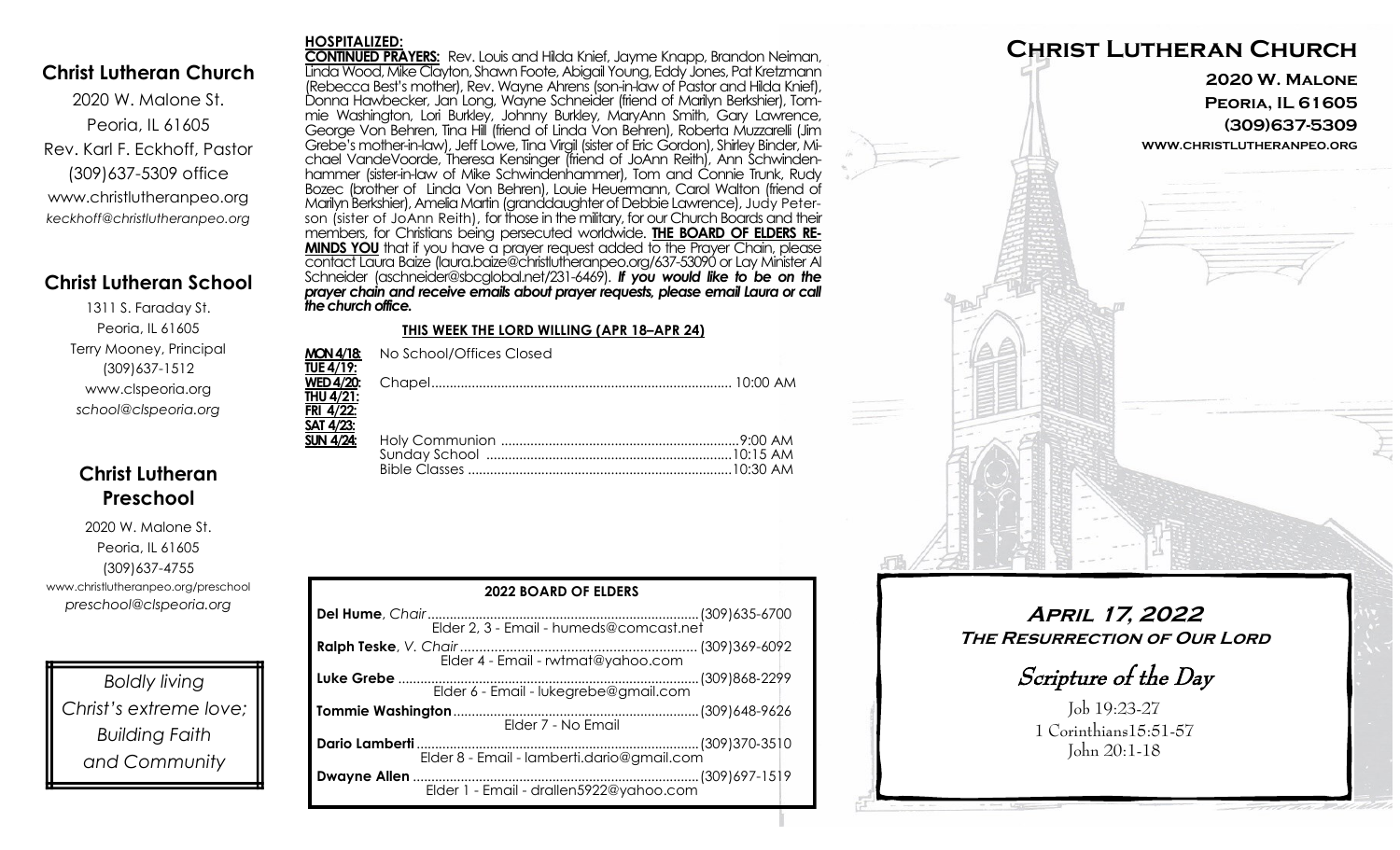## Christ Lutheran Church

2020 W. Malone St.
Peoria, IL 61605
Rev. Karl F. Eckhoff, Pastor
(309)637-5309 office
www.christlutheranpeo.org
*keckhoff@christlutheranpeo.org*

## Christ Lutheran School

1311 S. Faraday St.
Peoria, IL 61605
Terry Mooney, Principal
(309)637-1512
www.clspeoria.org
*school@clspeoria.org*

## Christ Lutheran Preschool

2020 W. Malone St.
Peoria, IL 61605
(309)637-4755
www.christlutheranpeo.org/preschool
*preschool@clspeoria.org*

*Boldly living Christ's extreme love; Building Faith and Community*

**HOSPITALIZED:**

**CONTINUED PRAYERS:** Rev. Louis and Hilda Knief, Jayme Knapp, Brandon Neiman, Linda Wood, Mike Clayton, Shawn Foote, Abigail Young, Eddy Jones, Pat Kretzmann (Rebecca Best's mother), Rev. Wayne Ahrens (son-in-law of Pastor and Hilda Knief), Donna Hawbecker, Jan Long, Wayne Schneider (friend of Marilyn Berkshier), Tommie Washington, Lori Burkley, Johnny Burkley, MaryAnn Smith, Gary Lawrence, George Von Behren, Tina Hill (friend of Linda Von Behren), Roberta Muzzarelli (Jim Grebe's mother-in-law), Jeff Lowe, Tina Virgil (sister of Eric Gordon), Shirley Binder, Michael VandeVoorde, Theresa Kensinger (friend of JoAnn Reith), Ann Schwindenhammer (sister-in-law of Mike Schwindenhammer), Tom and Connie Trunk, Rudy Bozec (brother of Linda Von Behren), Louie Heuermann, Carol Walton (friend of Marilyn Berkshier), Amelia Martin (granddaughter of Debbie Lawrence), Judy Peterson (sister of JoAnn Reith), for those in the military, for our Church Boards and their members, for Christians being persecuted worldwide. **THE BOARD OF ELDERS REMINDS YOU** that if you have a prayer request added to the Prayer Chain, please contact Laura Baize (laura.baize@christlutheranpeo.org/637-53090 or Lay Minister Al Schneider (aschneider@sbcglobal.net/231-6469). ***If you would like to be on the prayer chain and receive emails about prayer requests, please email Laura or call the church office.***

**THIS WEEK THE LORD WILLING (APR 18–APR 24)**

**MON 4/18:** No School/Offices Closed
**TUE 4/19:**
**WED 4/20:** Chapel .......... 10:00 AM
**THU 4/21:**
**FRI 4/22:**
**SAT 4/23:**
**SUN 4/24:** Holy Communion .......... 9:00 AM
Sunday School .......... 10:15 AM
Bible Classes .......... 10:30 AM

**2022 BOARD OF ELDERS**

**Del Hume**, *Chair* .......... (309)635-6700
Elder 2, 3 - Email - humeds@comcast.net

**Ralph Teske**, *V. Chair* .......... (309)369-6092
Elder 4 - Email - rwtmat@yahoo.com

**Luke Grebe** .......... (309)868-2299
Elder 6 - Email - lukegrebe@gmail.com

**Tommie Washington** .......... (309)648-9626
Elder 7 - No Email

**Dario Lamberti** .......... (309)370-3510
Elder 8 - Email - lamberti.dario@gmail.com

**Dwayne Allen** .......... (309)697-1519
Elder 1 - Email - drallen5922@yahoo.com

# Christ Lutheran Church

**2020 W. Malone**
**Peoria, IL 61605**
**(309)637-5309**
**www.christlutheranpeo.org**

## April 17, 2022
### The Resurrection of Our Lord

## Scripture of the Day

Job 19:23-27
1 Corinthians15:51-57
John 20:1-18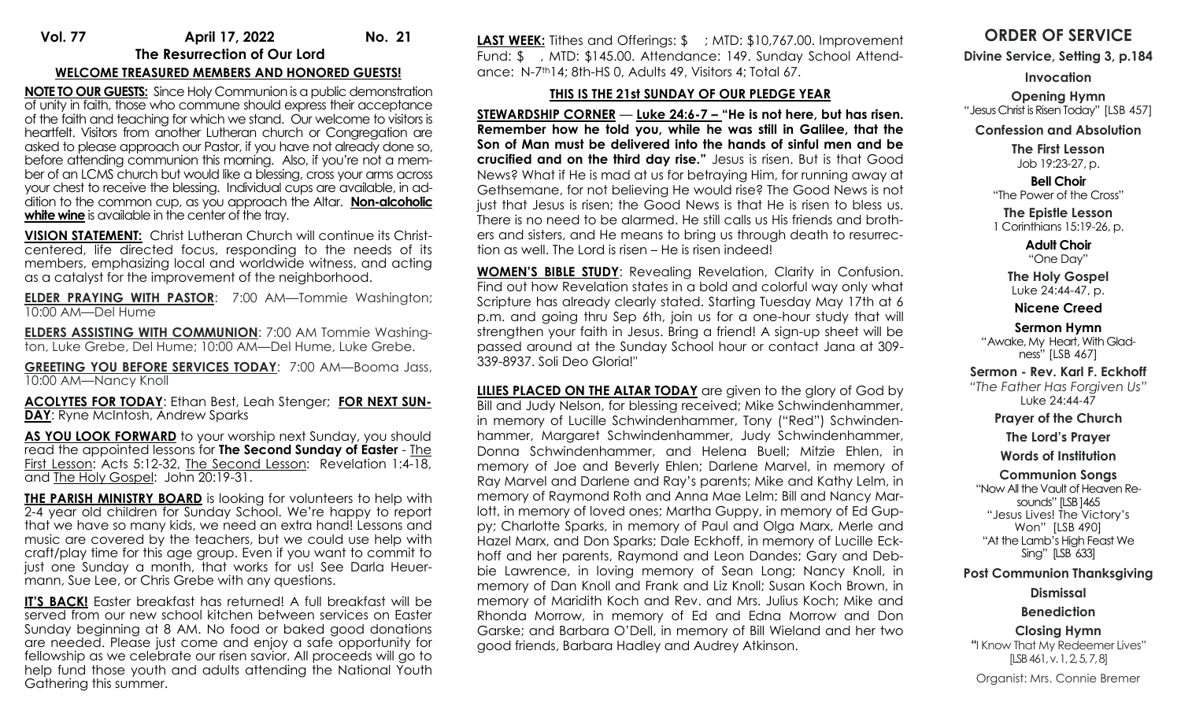**Vol. 77** **April 17, 2022** **No. 21**

## The Resurrection of Our Lord

### WELCOME TREASURED MEMBERS AND HONORED GUESTS!

**NOTE TO OUR GUESTS:** Since Holy Communion is a public demonstration of unity in faith, those who commune should express their acceptance of the faith and teaching for which we stand. Our welcome to visitors is heartfelt. Visitors from another Lutheran church or Congregation are asked to please approach our Pastor, if you have not already done so, before attending communion this morning. Also, if you're not a member of an LCMS church but would like a blessing, cross your arms across your chest to receive the blessing. Individual cups are available, in addition to the common cup, as you approach the Altar. **Non-alcoholic white wine** is available in the center of the tray.

**VISION STATEMENT:** Christ Lutheran Church will continue its Christ-centered, life directed focus, responding to the needs of its members, emphasizing local and worldwide witness, and acting as a catalyst for the improvement of the neighborhood.

**ELDER PRAYING WITH PASTOR**: 7:00 AM—Tommie Washington; 10:00 AM—Del Hume

**ELDERS ASSISTING WITH COMMUNION**: 7:00 AM Tommie Washington, Luke Grebe, Del Hume; 10:00 AM—Del Hume, Luke Grebe.

**GREETING YOU BEFORE SERVICES TODAY**: 7:00 AM—Booma Jass, 10:00 AM—Nancy Knoll

**ACOLYTES FOR TODAY**: Ethan Best, Leah Stenger; **FOR NEXT SUNDAY**: Ryne McIntosh, Andrew Sparks

**AS YOU LOOK FORWARD** to your worship next Sunday, you should read the appointed lessons for **The Second Sunday of Easter** - The First Lesson: Acts 5:12-32, The Second Lesson: Revelation 1:4-18, and The Holy Gospel: John 20:19-31.

**THE PARISH MINISTRY BOARD** is looking for volunteers to help with 2-4 year old children for Sunday School. We're happy to report that we have so many kids, we need an extra hand! Lessons and music are covered by the teachers, but we could use help with craft/play time for this age group. Even if you want to commit to just one Sunday a month, that works for us! See Darla Heuermann, Sue Lee, or Chris Grebe with any questions.

**IT'S BACK!** Easter breakfast has returned! A full breakfast will be served from our new school kitchen between services on Easter Sunday beginning at 8 AM. No food or baked good donations are needed. Please just come and enjoy a safe opportunity for fellowship as we celebrate our risen savior. All proceeds will go to help fund those youth and adults attending the National Youth Gathering this summer.

**LAST WEEK:** Tithes and Offerings: $ ; MTD: $10,767.00. Improvement Fund: $ , MTD: $145.00. Attendance: 149. Sunday School Attendance: N-7th 14; 8th-HS 0, Adults 49, Visitors 4; Total 67.

### THIS IS THE 21st SUNDAY OF OUR PLEDGE YEAR

**STEWARDSHIP CORNER** — **Luke 24:6-7 – "He is not here, but has risen. Remember how he told you, while he was still in Galilee, that the Son of Man must be delivered into the hands of sinful men and be crucified and on the third day rise."** Jesus is risen. But is that Good News? What if He is mad at us for betraying Him, for running away at Gethsemane, for not believing He would rise? The Good News is not just that Jesus is risen; the Good News is that He is risen to bless us. There is no need to be alarmed. He still calls us His friends and brothers and sisters, and He means to bring us through death to resurrection as well. The Lord is risen – He is risen indeed!

**WOMEN'S BIBLE STUDY**: Revealing Revelation, Clarity in Confusion. Find out how Revelation states in a bold and colorful way only what Scripture has already clearly stated. Starting Tuesday May 17th at 6 p.m. and going thru Sep 6th, join us for a one-hour study that will strengthen your faith in Jesus. Bring a friend! A sign-up sheet will be passed around at the Sunday School hour or contact Jana at 309-339-8937. Soli Deo Gloria!"

**LILIES PLACED ON THE ALTAR TODAY** are given to the glory of God by Bill and Judy Nelson, for blessing received; Mike Schwindenhammer, in memory of Lucille Schwindenhammer, Tony ("Red") Schwindenhammer, Margaret Schwindenhammer, Judy Schwindenhammer, Donna Schwindenhammer, and Helena Buell; Mitzie Ehlen, in memory of Joe and Beverly Ehlen; Darlene Marvel, in memory of Ray Marvel and Darlene and Ray's parents; Mike and Kathy Lelm, in memory of Raymond Roth and Anna Mae Lelm; Bill and Nancy Marlott, in memory of loved ones; Martha Guppy, in memory of Ed Guppy; Charlotte Sparks, in memory of Paul and Olga Marx, Merle and Hazel Marx, and Don Sparks; Dale Eckhoff, in memory of Lucille Eckhoff and her parents, Raymond and Leon Dandes; Gary and Debbie Lawrence, in loving memory of Sean Long; Nancy Knoll, in memory of Dan Knoll and Frank and Liz Knoll; Susan Koch Brown, in memory of Maridith Koch and Rev. and Mrs. Julius Koch; Mike and Rhonda Morrow, in memory of Ed and Edna Morrow and Don Garske; and Barbara O'Dell, in memory of Bill Wieland and her two good friends, Barbara Hadley and Audrey Atkinson.

## ORDER OF SERVICE

**Divine Service, Setting 3, p.184**

**Invocation**

**Opening Hymn**
"Jesus Christ is Risen Today" [LSB 457]

**Confession and Absolution**

**The First Lesson**
Job 19:23-27, p.

**Bell Choir**
"The Power of the Cross"

**The Epistle Lesson**
1 Corinthians 15:19-26, p.

**Adult Choir**
"One Day"

**The Holy Gospel**
Luke 24:44-47, p.

**Nicene Creed**

**Sermon Hymn**
"Awake, My Heart, With Gladness" [LSB 467]

**Sermon - Rev. Karl F. Eckhoff**
*"The Father Has Forgiven Us"*
Luke 24:44-47

**Prayer of the Church**

**The Lord's Prayer**

**Words of Institution**

**Communion Songs**
"Now All the Vault of Heaven Resounds" [LSB]465
"Jesus Lives! The Victory's Won" [LSB 490]
"At the Lamb's High Feast We Sing" [LSB 633]

**Post Communion Thanksgiving**

**Dismissal**

**Benediction**

**Closing Hymn**
"I Know That My Redeemer Lives" [LSB 461, v. 1, 2, 5, 7, 8]

Organist: Mrs. Connie Bremer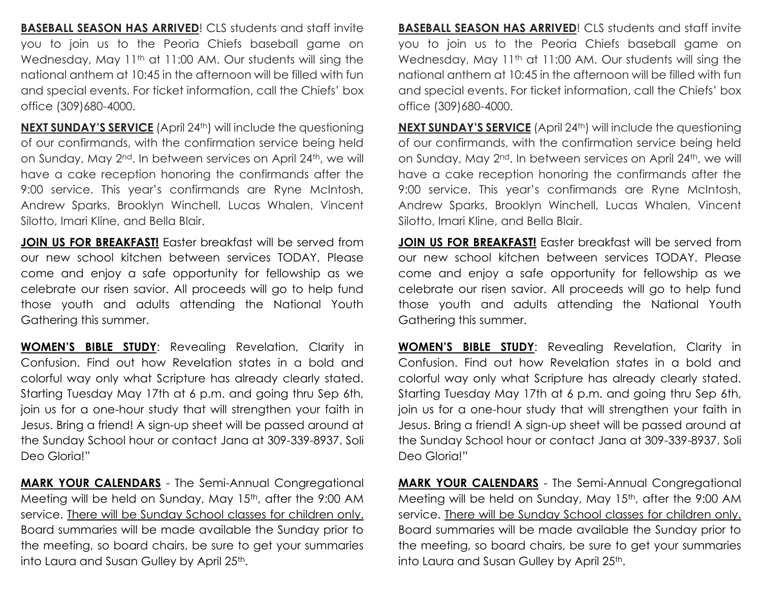**BASEBALL SEASON HAS ARRIVED**! CLS students and staff invite you to join us to the Peoria Chiefs baseball game on Wednesday, May 11th at 11:00 AM. Our students will sing the national anthem at 10:45 in the afternoon will be filled with fun and special events. For ticket information, call the Chiefs' box office (309)680-4000.

**NEXT SUNDAY'S SERVICE** (April 24th) will include the questioning of our confirmands, with the confirmation service being held on Sunday, May 2nd. In between services on April 24th, we will have a cake reception honoring the confirmands after the 9:00 service. This year's confirmands are Ryne McIntosh, Andrew Sparks, Brooklyn Winchell, Lucas Whalen, Vincent Silotto, Imari Kline, and Bella Blair.

**JOIN US FOR BREAKFAST!** Easter breakfast will be served from our new school kitchen between services TODAY. Please come and enjoy a safe opportunity for fellowship as we celebrate our risen savior. All proceeds will go to help fund those youth and adults attending the National Youth Gathering this summer.

**WOMEN'S BIBLE STUDY**: Revealing Revelation, Clarity in Confusion. Find out how Revelation states in a bold and colorful way only what Scripture has already clearly stated. Starting Tuesday May 17th at 6 p.m. and going thru Sep 6th, join us for a one-hour study that will strengthen your faith in Jesus. Bring a friend! A sign-up sheet will be passed around at the Sunday School hour or contact Jana at 309-339-8937. Soli Deo Gloria!"

**MARK YOUR CALENDARS** - The Semi-Annual Congregational Meeting will be held on Sunday, May 15th, after the 9:00 AM service. There will be Sunday School classes for children only. Board summaries will be made available the Sunday prior to the meeting, so board chairs, be sure to get your summaries into Laura and Susan Gulley by April 25th.

**BASEBALL SEASON HAS ARRIVED**! CLS students and staff invite you to join us to the Peoria Chiefs baseball game on Wednesday, May 11th at 11:00 AM. Our students will sing the national anthem at 10:45 in the afternoon will be filled with fun and special events. For ticket information, call the Chiefs' box office (309)680-4000.

**NEXT SUNDAY'S SERVICE** (April 24th) will include the questioning of our confirmands, with the confirmation service being held on Sunday, May 2nd. In between services on April 24th, we will have a cake reception honoring the confirmands after the 9:00 service. This year's confirmands are Ryne McIntosh, Andrew Sparks, Brooklyn Winchell, Lucas Whalen, Vincent Silotto, Imari Kline, and Bella Blair.

**JOIN US FOR BREAKFAST!** Easter breakfast will be served from our new school kitchen between services TODAY. Please come and enjoy a safe opportunity for fellowship as we celebrate our risen savior. All proceeds will go to help fund those youth and adults attending the National Youth Gathering this summer.

**WOMEN'S BIBLE STUDY**: Revealing Revelation, Clarity in Confusion. Find out how Revelation states in a bold and colorful way only what Scripture has already clearly stated. Starting Tuesday May 17th at 6 p.m. and going thru Sep 6th, join us for a one-hour study that will strengthen your faith in Jesus. Bring a friend! A sign-up sheet will be passed around at the Sunday School hour or contact Jana at 309-339-8937. Soli Deo Gloria!"

**MARK YOUR CALENDARS** - The Semi-Annual Congregational Meeting will be held on Sunday, May 15th, after the 9:00 AM service. There will be Sunday School classes for children only. Board summaries will be made available the Sunday prior to the meeting, so board chairs, be sure to get your summaries into Laura and Susan Gulley by April 25th.